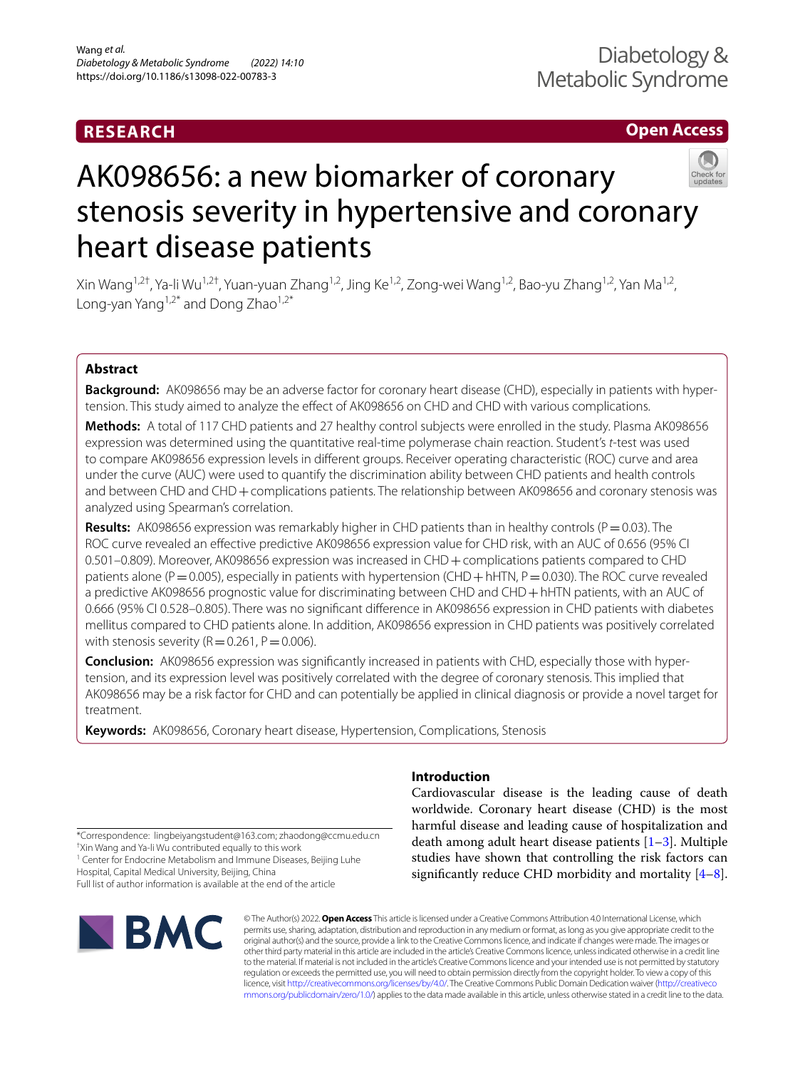RESEARCH

Open Access

# AK098656: a new biomarker of coronary stenosis severity in hypertensive and coronary heart disease patients

Xin Wang[1,2†], Ya-li Wu[1,2†], Yuan-yuan Zhang[1,2], Jing Ke[1,2], Zong-wei Wang[1,2], Bao-yu Zhang[1,2], Yan Ma[1,2], Long-yan Yang[1,2*] and Dong Zhao[1,2*]

## Abstract

**Background:** AK098656 may be an adverse factor for coronary heart disease (CHD), especially in patients with hypertension. This study aimed to analyze the effect of AK098656 on CHD and CHD with various complications.

**Methods:** A total of 117 CHD patients and 27 healthy control subjects were enrolled in the study. Plasma AK098656 expression was determined using the quantitative real-time polymerase chain reaction. Student's *t*-test was used to compare AK098656 expression levels in different groups. Receiver operating characteristic (ROC) curve and area under the curve (AUC) were used to quantify the discrimination ability between CHD patients and health controls and between CHD and CHD + complications patients. The relationship between AK098656 and coronary stenosis was analyzed using Spearman's correlation.

**Results:** AK098656 expression was remarkably higher in CHD patients than in healthy controls (P = 0.03). The ROC curve revealed an effective predictive AK098656 expression value for CHD risk, with an AUC of 0.656 (95% CI 0.501–0.809). Moreover, AK098656 expression was increased in CHD + complications patients compared to CHD patients alone (P = 0.005), especially in patients with hypertension (CHD + hHTN, P = 0.030). The ROC curve revealed a predictive AK098656 prognostic value for discriminating between CHD and CHD + hHTN patients, with an AUC of 0.666 (95% CI 0.528–0.805). There was no significant difference in AK098656 expression in CHD patients with diabetes mellitus compared to CHD patients alone. In addition, AK098656 expression in CHD patients was positively correlated with stenosis severity (R = 0.261, P = 0.006).

**Conclusion:** AK098656 expression was significantly increased in patients with CHD, especially those with hypertension, and its expression level was positively correlated with the degree of coronary stenosis. This implied that AK098656 may be a risk factor for CHD and can potentially be applied in clinical diagnosis or provide a novel target for treatment.

**Keywords:** AK098656, Coronary heart disease, Hypertension, Complications, Stenosis

*Correspondence: lingbeiyangstudent@163.com; zhaodong@ccmu.edu.cn
†Xin Wang and Ya-li Wu contributed equally to this work
[1] Center for Endocrine Metabolism and Immune Diseases, Beijing Luhe Hospital, Capital Medical University, Beijing, China
Full list of author information is available at the end of the article

## Introduction

Cardiovascular disease is the leading cause of death worldwide. Coronary heart disease (CHD) is the most harmful disease and leading cause of hospitalization and death among adult heart disease patients [1–3]. Multiple studies have shown that controlling the risk factors can significantly reduce CHD morbidity and mortality [4–8].

© The Author(s) 2022. **Open Access** This article is licensed under a Creative Commons Attribution 4.0 International License, which permits use, sharing, adaptation, distribution and reproduction in any medium or format, as long as you give appropriate credit to the original author(s) and the source, provide a link to the Creative Commons licence, and indicate if changes were made. The images or other third party material in this article are included in the article's Creative Commons licence, unless indicated otherwise in a credit line to the material. If material is not included in the article's Creative Commons licence and your intended use is not permitted by statutory regulation or exceeds the permitted use, you will need to obtain permission directly from the copyright holder. To view a copy of this licence, visit http://creativecommons.org/licenses/by/4.0/. The Creative Commons Public Domain Dedication waiver (http://creativecommons.org/publicdomain/zero/1.0/) applies to the data made available in this article, unless otherwise stated in a credit line to the data.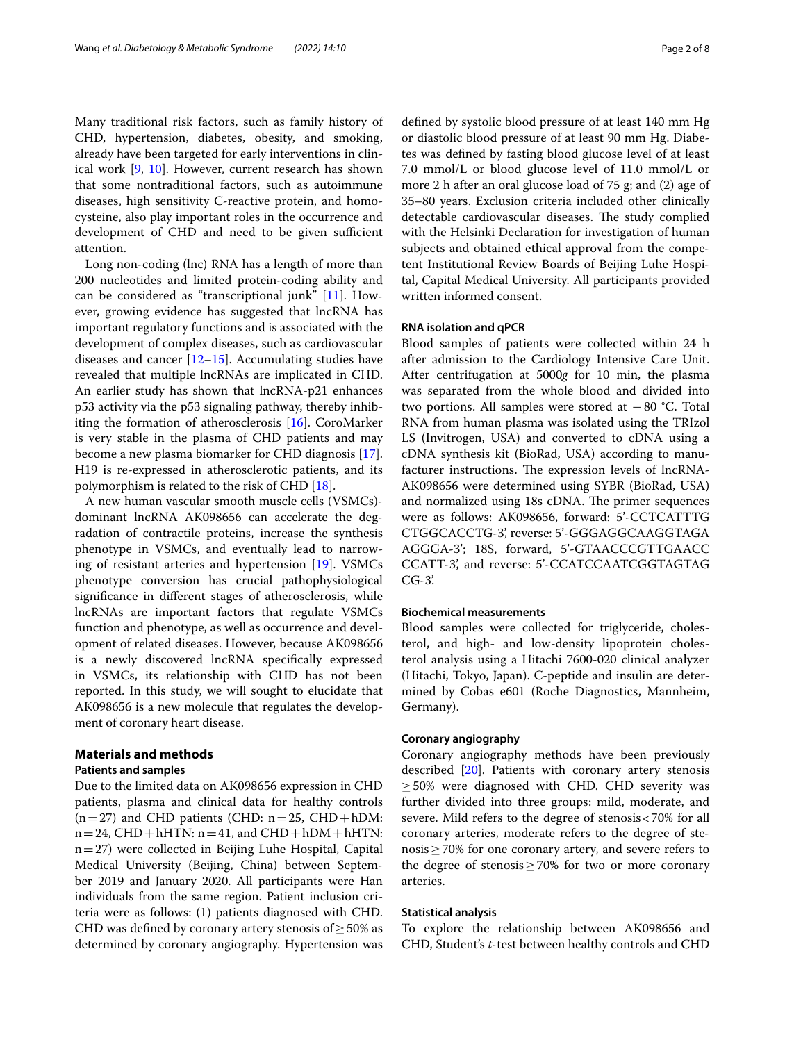Many traditional risk factors, such as family history of CHD, hypertension, diabetes, obesity, and smoking, already have been targeted for early interventions in clinical work [9, 10]. However, current research has shown that some nontraditional factors, such as autoimmune diseases, high sensitivity C-reactive protein, and homocysteine, also play important roles in the occurrence and development of CHD and need to be given sufficient attention.

Long non-coding (lnc) RNA has a length of more than 200 nucleotides and limited protein-coding ability and can be considered as "transcriptional junk" [11]. However, growing evidence has suggested that lncRNA has important regulatory functions and is associated with the development of complex diseases, such as cardiovascular diseases and cancer [12–15]. Accumulating studies have revealed that multiple lncRNAs are implicated in CHD. An earlier study has shown that lncRNA-p21 enhances p53 activity via the p53 signaling pathway, thereby inhibiting the formation of atherosclerosis [16]. CoroMarker is very stable in the plasma of CHD patients and may become a new plasma biomarker for CHD diagnosis [17]. H19 is re-expressed in atherosclerotic patients, and its polymorphism is related to the risk of CHD [18].

A new human vascular smooth muscle cells (VSMCs)-dominant lncRNA AK098656 can accelerate the degradation of contractile proteins, increase the synthesis phenotype in VSMCs, and eventually lead to narrowing of resistant arteries and hypertension [19]. VSMCs phenotype conversion has crucial pathophysiological significance in different stages of atherosclerosis, while lncRNAs are important factors that regulate VSMCs function and phenotype, as well as occurrence and development of related diseases. However, because AK098656 is a newly discovered lncRNA specifically expressed in VSMCs, its relationship with CHD has not been reported. In this study, we will sought to elucidate that AK098656 is a new molecule that regulates the development of coronary heart disease.

## Materials and methods

### Patients and samples

Due to the limited data on AK098656 expression in CHD patients, plasma and clinical data for healthy controls (n = 27) and CHD patients (CHD: n = 25, CHD + hDM: n = 24, CHD + hHTN: n = 41, and CHD + hDM + hHTN: n = 27) were collected in Beijing Luhe Hospital, Capital Medical University (Beijing, China) between September 2019 and January 2020. All participants were Han individuals from the same region. Patient inclusion criteria were as follows: (1) patients diagnosed with CHD. CHD was defined by coronary artery stenosis of ≥ 50% as determined by coronary angiography. Hypertension was defined by systolic blood pressure of at least 140 mm Hg or diastolic blood pressure of at least 90 mm Hg. Diabetes was defined by fasting blood glucose level of at least 7.0 mmol/L or blood glucose level of 11.0 mmol/L or more 2 h after an oral glucose load of 75 g; and (2) age of 35–80 years. Exclusion criteria included other clinically detectable cardiovascular diseases. The study complied with the Helsinki Declaration for investigation of human subjects and obtained ethical approval from the competent Institutional Review Boards of Beijing Luhe Hospital, Capital Medical University. All participants provided written informed consent.

### RNA isolation and qPCR

Blood samples of patients were collected within 24 h after admission to the Cardiology Intensive Care Unit. After centrifugation at 5000*g* for 10 min, the plasma was separated from the whole blood and divided into two portions. All samples were stored at −80 °C. Total RNA from human plasma was isolated using the TRIzol LS (Invitrogen, USA) and converted to cDNA using a cDNA synthesis kit (BioRad, USA) according to manufacturer instructions. The expression levels of lncRNA-AK098656 were determined using SYBR (BioRad, USA) and normalized using 18s cDNA. The primer sequences were as follows: AK098656, forward: 5'-CCTCATTTG CTGGCACCTG-3', reverse: 5'-GGGAGGCAAGGTAGA AGGGA-3'; 18S, forward, 5'-GTAACCCGTTGAACC CCATT-3', and reverse: 5'-CCATCCAATCGGTAGTAG CG-3'.

### Biochemical measurements

Blood samples were collected for triglyceride, cholesterol, and high- and low-density lipoprotein cholesterol analysis using a Hitachi 7600-020 clinical analyzer (Hitachi, Tokyo, Japan). C-peptide and insulin are determined by Cobas e601 (Roche Diagnostics, Mannheim, Germany).

### Coronary angiography

Coronary angiography methods have been previously described [20]. Patients with coronary artery stenosis ≥ 50% were diagnosed with CHD. CHD severity was further divided into three groups: mild, moderate, and severe. Mild refers to the degree of stenosis < 70% for all coronary arteries, moderate refers to the degree of stenosis ≥ 70% for one coronary artery, and severe refers to the degree of stenosis ≥ 70% for two or more coronary arteries.

### Statistical analysis

To explore the relationship between AK098656 and CHD, Student's *t*-test between healthy controls and CHD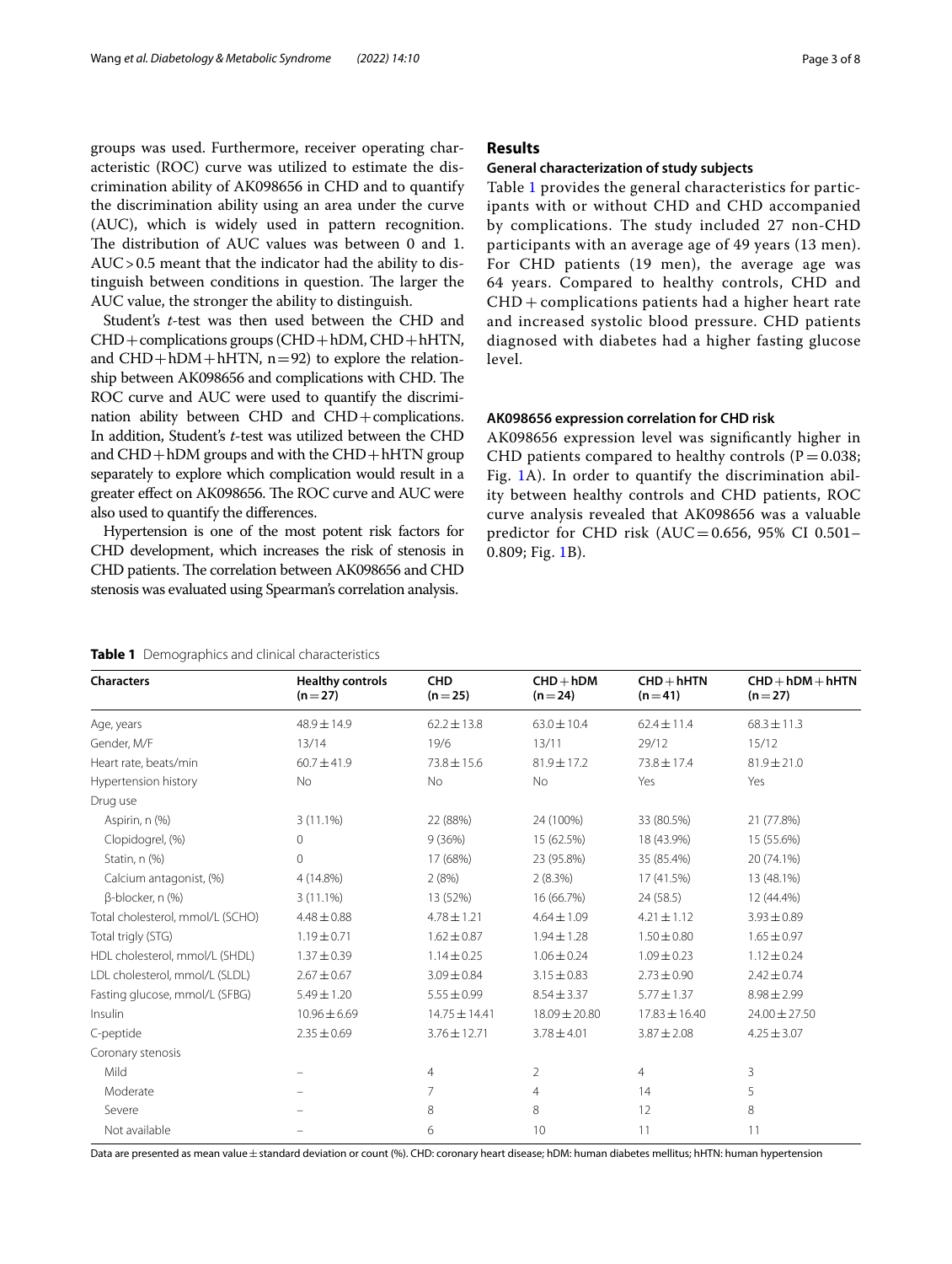groups was used. Furthermore, receiver operating characteristic (ROC) curve was utilized to estimate the discrimination ability of AK098656 in CHD and to quantify the discrimination ability using an area under the curve (AUC), which is widely used in pattern recognition. The distribution of AUC values was between 0 and 1. AUC > 0.5 meant that the indicator had the ability to distinguish between conditions in question. The larger the AUC value, the stronger the ability to distinguish.

Student's *t*-test was then used between the CHD and CHD + complications groups (CHD + hDM, CHD + hHTN, and CHD + hDM + hHTN, n = 92) to explore the relationship between AK098656 and complications with CHD. The ROC curve and AUC were used to quantify the discrimination ability between CHD and CHD + complications. In addition, Student's *t*-test was utilized between the CHD and CHD + hDM groups and with the CHD + hHTN group separately to explore which complication would result in a greater effect on AK098656. The ROC curve and AUC were also used to quantify the differences.

Hypertension is one of the most potent risk factors for CHD development, which increases the risk of stenosis in CHD patients. The correlation between AK098656 and CHD stenosis was evaluated using Spearman's correlation analysis.

## Results

### General characterization of study subjects

Table 1 provides the general characteristics for participants with or without CHD and CHD accompanied by complications. The study included 27 non-CHD participants with an average age of 49 years (13 men). For CHD patients (19 men), the average age was 64 years. Compared to healthy controls, CHD and CHD + complications patients had a higher heart rate and increased systolic blood pressure. CHD patients diagnosed with diabetes had a higher fasting glucose level.

### AK098656 expression correlation for CHD risk

AK098656 expression level was significantly higher in CHD patients compared to healthy controls (P = 0.038; Fig. 1A). In order to quantify the discrimination ability between healthy controls and CHD patients, ROC curve analysis revealed that AK098656 was a valuable predictor for CHD risk (AUC = 0.656, 95% CI 0.501–0.809; Fig. 1B).

**Table 1** Demographics and clinical characteristics

| Characters | Healthy controls (n = 27) | CHD (n = 25) | CHD + hDM (n = 24) | CHD + hHTN (n = 41) | CHD + hDM + hHTN (n = 27) |
|---|---|---|---|---|---|
| Age, years | 48.9 ± 14.9 | 62.2 ± 13.8 | 63.0 ± 10.4 | 62.4 ± 11.4 | 68.3 ± 11.3 |
| Gender, M/F | 13/14 | 19/6 | 13/11 | 29/12 | 15/12 |
| Heart rate, beats/min | 60.7 ± 41.9 | 73.8 ± 15.6 | 81.9 ± 17.2 | 73.8 ± 17.4 | 81.9 ± 21.0 |
| Hypertension history | No | No | No | Yes | Yes |
| Drug use | | | | | |
| Aspirin, n (%) | 3 (11.1%) | 22 (88%) | 24 (100%) | 33 (80.5%) | 21 (77.8%) |
| Clopidogrel, (%) | 0 | 9 (36%) | 15 (62.5%) | 18 (43.9%) | 15 (55.6%) |
| Statin, n (%) | 0 | 17 (68%) | 23 (95.8%) | 35 (85.4%) | 20 (74.1%) |
| Calcium antagonist, (%) | 4 (14.8%) | 2 (8%) | 2 (8.3%) | 17 (41.5%) | 13 (48.1%) |
| β-blocker, n (%) | 3 (11.1%) | 13 (52%) | 16 (66.7%) | 24 (58.5) | 12 (44.4%) |
| Total cholesterol, mmol/L (SCHO) | 4.48 ± 0.88 | 4.78 ± 1.21 | 4.64 ± 1.09 | 4.21 ± 1.12 | 3.93 ± 0.89 |
| Total trigly (STG) | 1.19 ± 0.71 | 1.62 ± 0.87 | 1.94 ± 1.28 | 1.50 ± 0.80 | 1.65 ± 0.97 |
| HDL cholesterol, mmol/L (SHDL) | 1.37 ± 0.39 | 1.14 ± 0.25 | 1.06 ± 0.24 | 1.09 ± 0.23 | 1.12 ± 0.24 |
| LDL cholesterol, mmol/L (SLDL) | 2.67 ± 0.67 | 3.09 ± 0.84 | 3.15 ± 0.83 | 2.73 ± 0.90 | 2.42 ± 0.74 |
| Fasting glucose, mmol/L (SFBG) | 5.49 ± 1.20 | 5.55 ± 0.99 | 8.54 ± 3.37 | 5.77 ± 1.37 | 8.98 ± 2.99 |
| Insulin | 10.96 ± 6.69 | 14.75 ± 14.41 | 18.09 ± 20.80 | 17.83 ± 16.40 | 24.00 ± 27.50 |
| C-peptide | 2.35 ± 0.69 | 3.76 ± 12.71 | 3.78 ± 4.01 | 3.87 ± 2.08 | 4.25 ± 3.07 |
| Coronary stenosis | | | | | |
| Mild | – | 4 | 2 | 4 | 3 |
| Moderate | – | 7 | 4 | 14 | 5 |
| Severe | – | 8 | 8 | 12 | 8 |
| Not available | – | 6 | 10 | 11 | 11 |

Data are presented as mean value ± standard deviation or count (%). CHD: coronary heart disease; hDM: human diabetes mellitus; hHTN: human hypertension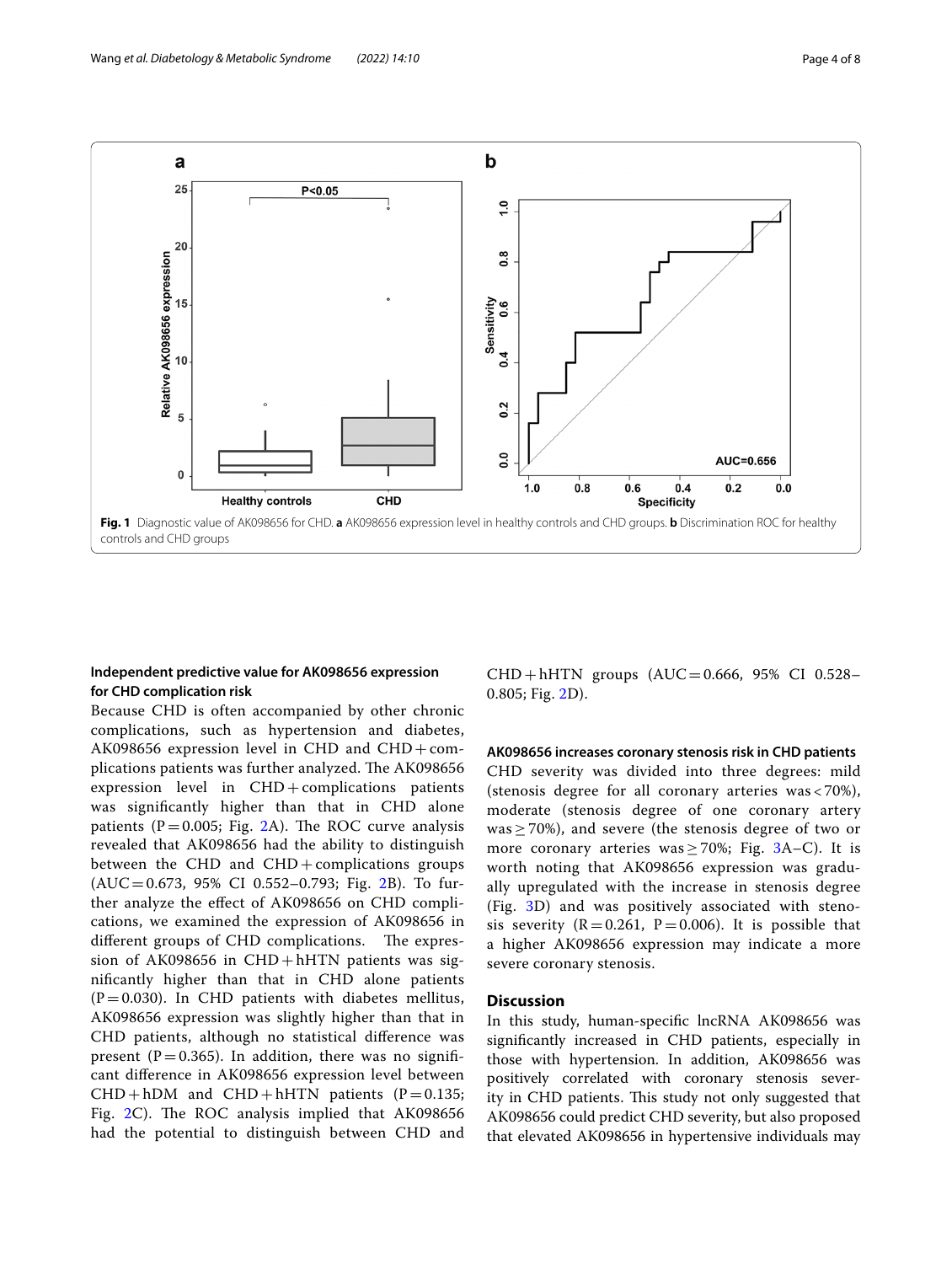Fig. 1 Diagnostic value of AK098656 for CHD. **a** AK098656 expression level in healthy controls and CHD groups. **b** Discrimination ROC for healthy controls and CHD groups

### Independent predictive value for AK098656 expression for CHD complication risk

Because CHD is often accompanied by other chronic complications, such as hypertension and diabetes, AK098656 expression level in CHD and CHD + complications patients was further analyzed. The AK098656 expression level in CHD + complications patients was significantly higher than that in CHD alone patients ($P = 0.005$; Fig. 2A). The ROC curve analysis revealed that AK098656 had the ability to distinguish between the CHD and CHD + complications groups (AUC = 0.673, 95% CI 0.552–0.793; Fig. 2B). To further analyze the effect of AK098656 on CHD complications, we examined the expression of AK098656 in different groups of CHD complications. The expression of AK098656 in CHD + hHTN patients was significantly higher than that in CHD alone patients ($P = 0.030$). In CHD patients with diabetes mellitus, AK098656 expression was slightly higher than that in CHD patients, although no statistical difference was present ($P = 0.365$). In addition, there was no significant difference in AK098656 expression level between CHD + hDM and CHD + hHTN patients ($P = 0.135$; Fig. 2C). The ROC analysis implied that AK098656 had the potential to distinguish between CHD and CHD + hHTN groups (AUC = 0.666, 95% CI 0.528–0.805; Fig. 2D).

### AK098656 increases coronary stenosis risk in CHD patients

CHD severity was divided into three degrees: mild (stenosis degree for all coronary arteries was < 70%), moderate (stenosis degree of one coronary artery was ≥ 70%), and severe (the stenosis degree of two or more coronary arteries was ≥ 70%; Fig. 3A–C). It is worth noting that AK098656 expression was gradually upregulated with the increase in stenosis degree (Fig. 3D) and was positively associated with stenosis severity ($R = 0.261$, $P = 0.006$). It is possible that a higher AK098656 expression may indicate a more severe coronary stenosis.

## Discussion

In this study, human-specific lncRNA AK098656 was significantly increased in CHD patients, especially in those with hypertension. In addition, AK098656 was positively correlated with coronary stenosis severity in CHD patients. This study not only suggested that AK098656 could predict CHD severity, but also proposed that elevated AK098656 in hypertensive individuals may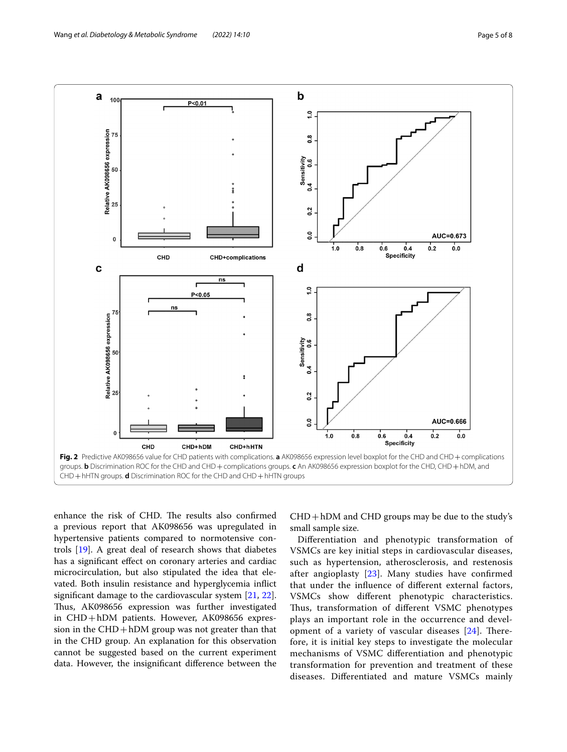**Fig. 2** Predictive AK098656 value for CHD patients with complications. **a** AK098656 expression level boxplot for the CHD and CHD + complications groups. **b** Discrimination ROC for the CHD and CHD + complications groups. **c** An AK098656 expression boxplot for the CHD, CHD + hDM, and CHD + hHTN groups. **d** Discrimination ROC for the CHD and CHD + hHTN groups

enhance the risk of CHD. The results also confirmed a previous report that AK098656 was upregulated in hypertensive patients compared to normotensive controls [19]. A great deal of research shows that diabetes has a significant effect on coronary arteries and cardiac microcirculation, but also stipulated the idea that elevated. Both insulin resistance and hyperglycemia inflict significant damage to the cardiovascular system [21, 22]. Thus, AK098656 expression was further investigated in CHD + hDM patients. However, AK098656 expression in the CHD + hDM group was not greater than that in the CHD group. An explanation for this observation cannot be suggested based on the current experiment data. However, the insignificant difference between the CHD + hDM and CHD groups may be due to the study's small sample size.

Differentiation and phenotypic transformation of VSMCs are key initial steps in cardiovascular diseases, such as hypertension, atherosclerosis, and restenosis after angioplasty [23]. Many studies have confirmed that under the influence of different external factors, VSMCs show different phenotypic characteristics. Thus, transformation of different VSMC phenotypes plays an important role in the occurrence and development of a variety of vascular diseases [24]. Therefore, it is initial key steps to investigate the molecular mechanisms of VSMC differentiation and phenotypic transformation for prevention and treatment of these diseases. Differentiated and mature VSMCs mainly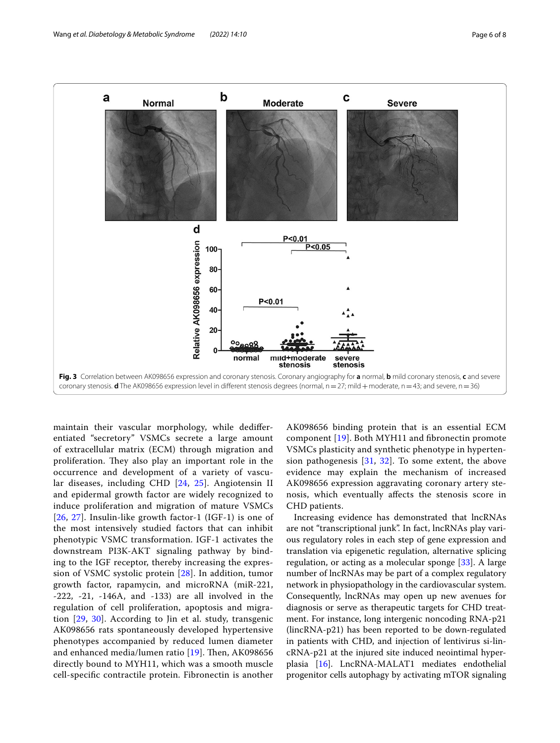**Fig. 3** Correlation between AK098656 expression and coronary stenosis. Coronary angiography for **a** normal, **b** mild coronary stenosis, **c** and severe coronary stenosis. **d** The AK098656 expression level in different stenosis degrees (normal, n = 27; mild + moderate, n = 43; and severe, n = 36)

maintain their vascular morphology, while dedifferentiated "secretory" VSMCs secrete a large amount of extracellular matrix (ECM) through migration and proliferation. They also play an important role in the occurrence and development of a variety of vascular diseases, including CHD [24, 25]. Angiotensin II and epidermal growth factor are widely recognized to induce proliferation and migration of mature VSMCs [26, 27]. Insulin-like growth factor-1 (IGF-1) is one of the most intensively studied factors that can inhibit phenotypic VSMC transformation. IGF-1 activates the downstream PI3K-AKT signaling pathway by binding to the IGF receptor, thereby increasing the expression of VSMC systolic protein [28]. In addition, tumor growth factor, rapamycin, and microRNA (miR-221, -222, -21, -146A, and -133) are all involved in the regulation of cell proliferation, apoptosis and migration [29, 30]. According to Jin et al. study, transgenic AK098656 rats spontaneously developed hypertensive phenotypes accompanied by reduced lumen diameter and enhanced media/lumen ratio [19]. Then, AK098656 directly bound to MYH11, which was a smooth muscle cell-specific contractile protein. Fibronectin is another AK098656 binding protein that is an essential ECM component [19]. Both MYH11 and fibronectin promote VSMCs plasticity and synthetic phenotype in hypertension pathogenesis [31, 32]. To some extent, the above evidence may explain the mechanism of increased AK098656 expression aggravating coronary artery stenosis, which eventually affects the stenosis score in CHD patients.

Increasing evidence has demonstrated that lncRNAs are not "transcriptional junk". In fact, lncRNAs play various regulatory roles in each step of gene expression and translation via epigenetic regulation, alternative splicing regulation, or acting as a molecular sponge [33]. A large number of lncRNAs may be part of a complex regulatory network in physiopathology in the cardiovascular system. Consequently, lncRNAs may open up new avenues for diagnosis or serve as therapeutic targets for CHD treatment. For instance, long intergenic noncoding RNA-p21 (lincRNA-p21) has been reported to be down-regulated in patients with CHD, and injection of lentivirus si-lincRNA-p21 at the injured site induced neointimal hyperplasia [16]. LncRNA-MALAT1 mediates endothelial progenitor cells autophagy by activating mTOR signaling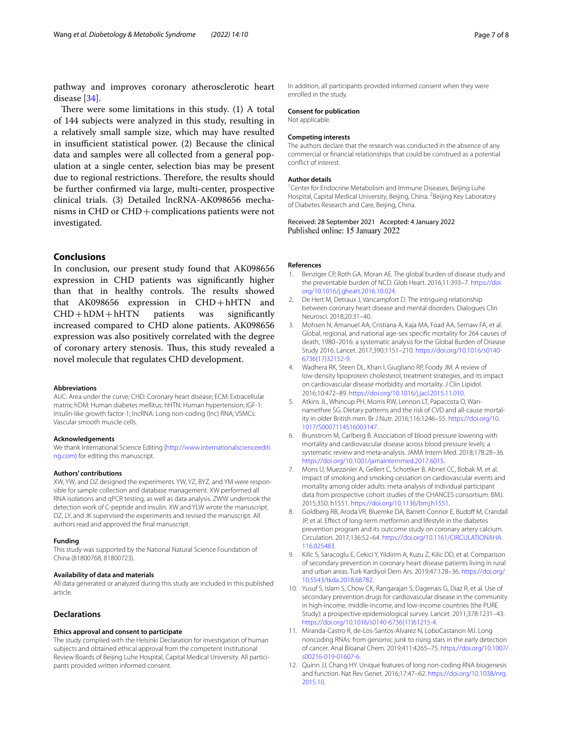pathway and improves coronary atherosclerotic heart disease [34].

There were some limitations in this study. (1) A total of 144 subjects were analyzed in this study, resulting in a relatively small sample size, which may have resulted in insufficient statistical power. (2) Because the clinical data and samples were all collected from a general population at a single center, selection bias may be present due to regional restrictions. Therefore, the results should be further confirmed via large, multi-center, prospective clinical trials. (3) Detailed lncRNA-AK098656 mechanisms in CHD or CHD + complications patients were not investigated.

## Conclusions

In conclusion, our present study found that AK098656 expression in CHD patients was significantly higher than that in healthy controls. The results showed that AK098656 expression in CHD + hHTN and CHD + hDM + hHTN patients was significantly increased compared to CHD alone patients. AK098656 expression was also positively correlated with the degree of coronary artery stenosis. Thus, this study revealed a novel molecule that regulates CHD development.

#### Abbreviations

AUC: Area under the curve; CHD: Coronary heart disease; ECM: Extracellular matrix; hDM: Human diabetes mellitus; hHTN: Human hypertension; IGF-1: Insulin-like growth factor-1; lncRNA: Long non-coding (lnc) RNA; VSMCs: Vascular smooth muscle cells.

#### Acknowledgements

We thank International Science Editing (http://www.internationalscienceediting.com) for editing this manuscript.

#### Authors' contributions

XW, YW, and DZ designed the experiments. YW, YZ, BYZ, and YM were responsible for sample collection and database management. XW performed all RNA isolations and qPCR testing, as well as data analysis. ZWW undertook the detection work of C-peptide and insulin. XW and YLW wrote the manuscript. DZ, LY, and JK supervised the experiments and revised the manuscript. All authors read and approved the final manuscript.

#### Funding

This study was supported by the National Natural Science Foundation of China (81800768, 81800723).

#### Availability of data and materials

All data generated or analyzed during this study are included in this published article.

## Declarations

#### Ethics approval and consent to participate

The study complied with the Helsinki Declaration for investigation of human subjects and obtained ethical approval from the competent Institutional Review Boards of Beijing Luhe Hospital, Capital Medical University. All participants provided written informed consent.

In addition, all participants provided informed consent when they were enrolled in the study.

#### Consent for publication

Not applicable.

#### Competing interests

The authors declare that the research was conducted in the absence of any commercial or financial relationships that could be construed as a potential conflict of interest.

#### Author details

[1] Center for Endocrine Metabolism and Immune Diseases, Beijing Luhe Hospital, Capital Medical University, Beijing, China. [2] Beijing Key Laboratory of Diabetes Research and Care, Beijing, China.

Received: 28 September 2021 Accepted: 4 January 2022
Published online: 15 January 2022

#### References

1. Benziger CP, Roth GA, Moran AE. The global burden of disease study and the preventable burden of NCD. Glob Heart. 2016;11:393–7. https://doi.org/10.1016/j.gheart.2016.10.024.
2. De Hert M, Detraux J, Vancampfort D. The intriguing relationship between coronary heart disease and mental disorders. Dialogues Clin Neurosci. 2018;20:31–40.
3. Mohsen N, Amanuel AA, Cristiana A, Kaja MA, Foad AA, Semaw FA, et al. Global, regional, and national age-sex specific mortality for 264 causes of death, 1980–2016: a systematic analysis for the Global Burden of Disease Study 2016. Lancet. 2017;390:1151–210. https://doi.org/10.1016/s0140-6736(17)32152-9.
4. Wadhera RK, Steen DL, Khan I, Giugliano RP, Foody JM. A review of low-density lipoprotein cholesterol, treatment strategies, and its impact on cardiovascular disease morbidity and mortality. J Clin Lipidol. 2016;10:472–89. https://doi.org/10.1016/j.jacl.2015.11.010.
5. Atkins JL, Whincup PH, Morris RW, Lennon LT, Papacosta O, Wannamethee SG. Dietary patterns and the risk of CVD and all-cause mortality in older British men. Br J Nutr. 2016;116:1246–55. https://doi.org/10.1017/S0007114516003147.
6. Brunstrom M, Carlberg B. Association of blood pressure lowering with mortality and cardiovascular disease across blood pressure levels: a systematic review and meta-analysis. JAMA Intern Med. 2018;178:28–36. https://doi.org/10.1001/jamainternmed.2017.6015.
7. Mons U, Muezzinler A, Gellert C, Schottker B, Abnet CC, Bobak M, et al. Impact of smoking and smoking cessation on cardiovascular events and mortality among older adults: meta-analysis of individual participant data from prospective cohort studies of the CHANCES consortium. BMJ. 2015;350: h1551. https://doi.org/10.1136/bmj.h1551.
8. Goldberg RB, Aroda VR, Bluemke DA, Barrett-Connor E, Budoff M, Crandall JP, et al. Effect of long-term metformin and lifestyle in the diabetes prevention program and its outcome study on coronary artery calcium. Circulation. 2017;136:52–64. https://doi.org/10.1161/CIRCULATIONAHA.116.025483.
9. Kilic S, Saracoglu E, Cekici Y, Yildirim A, Kuzu Z, Kilic DD, et al. Comparison of secondary prevention in coronary heart disease patients living in rural and urban areas. Turk Kardiyol Dern Ars. 2019;47:128–36. https://doi.org/10.5543/tkda.2018.68782.
10. Yusuf S, Islam S, Chow CK, Rangarajan S, Dagenais G, Diaz R, et al. Use of secondary prevention drugs for cardiovascular disease in the community in high-income, middle-income, and low-income countries (the PURE Study): a prospective epidemiological survey. Lancet. 2011;378:1231–43. https://doi.org/10.1016/s0140-6736(11)61215-4.
11. Miranda-Castro R, de-Los-Santos-Alvarez N, LoboCastanon MJ. Long noncoding RNAs: from genomic junk to rising stars in the early detection of cancer. Anal Bioanal Chem. 2019;411:4265–75. https://doi.org/10.1007/s00216-019-01607-6.
12. Quinn JJ, Chang HY. Unique features of long non-coding RNA biogenesis and function. Nat Rev Genet. 2016;17:47–62. https://doi.org/10.1038/nrg.2015.10.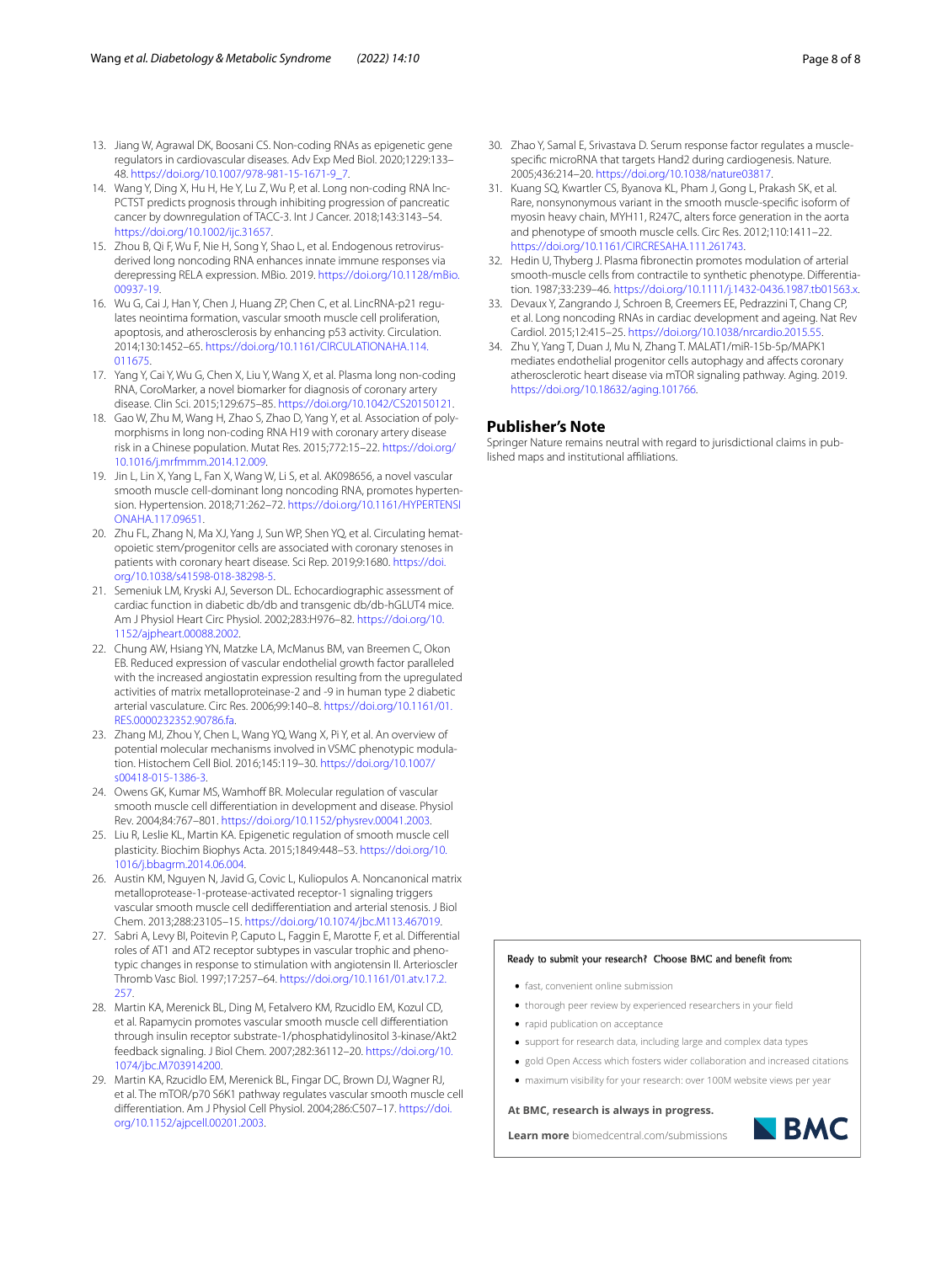13. Jiang W, Agrawal DK, Boosani CS. Non-coding RNAs as epigenetic gene regulators in cardiovascular diseases. Adv Exp Med Biol. 2020;1229:133–48. https://doi.org/10.1007/978-981-15-1671-9_7.
14. Wang Y, Ding X, Hu H, He Y, Lu Z, Wu P, et al. Long non-coding RNA lnc-PCTST predicts prognosis through inhibiting progression of pancreatic cancer by downregulation of TACC-3. Int J Cancer. 2018;143:3143–54. https://doi.org/10.1002/ijc.31657.
15. Zhou B, Qi F, Wu F, Nie H, Song Y, Shao L, et al. Endogenous retrovirus-derived long noncoding RNA enhances innate immune responses via derepressing RELA expression. MBio. 2019. https://doi.org/10.1128/mBio.00937-19.
16. Wu G, Cai J, Han Y, Chen J, Huang ZP, Chen C, et al. LincRNA-p21 regulates neointima formation, vascular smooth muscle cell proliferation, apoptosis, and atherosclerosis by enhancing p53 activity. Circulation. 2014;130:1452–65. https://doi.org/10.1161/CIRCULATIONAHA.114.011675.
17. Yang Y, Cai Y, Wu G, Chen X, Liu Y, Wang X, et al. Plasma long non-coding RNA, CoroMarker, a novel biomarker for diagnosis of coronary artery disease. Clin Sci. 2015;129:675–85. https://doi.org/10.1042/CS20150121.
18. Gao W, Zhu M, Wang H, Zhao S, Zhao D, Yang Y, et al. Association of polymorphisms in long non-coding RNA H19 with coronary artery disease risk in a Chinese population. Mutat Res. 2015;772:15–22. https://doi.org/10.1016/j.mrfmmm.2014.12.009.
19. Jin L, Lin X, Yang L, Fan X, Wang W, Li S, et al. AK098656, a novel vascular smooth muscle cell-dominant long noncoding RNA, promotes hypertension. Hypertension. 2018;71:262–72. https://doi.org/10.1161/HYPERTENSIONAHA.117.09651.
20. Zhu FL, Zhang N, Ma XJ, Yang J, Sun WP, Shen YQ, et al. Circulating hematopoietic stem/progenitor cells are associated with coronary stenoses in patients with coronary heart disease. Sci Rep. 2019;9:1680. https://doi.org/10.1038/s41598-018-38298-5.
21. Semeniuk LM, Kryski AJ, Severson DL. Echocardiographic assessment of cardiac function in diabetic db/db and transgenic db/db-hGLUT4 mice. Am J Physiol Heart Circ Physiol. 2002;283:H976–82. https://doi.org/10.1152/ajpheart.00088.2002.
22. Chung AW, Hsiang YN, Matzke LA, McManus BM, van Breemen C, Okon EB. Reduced expression of vascular endothelial growth factor paralleled with the increased angiostatin expression resulting from the upregulated activities of matrix metalloproteinase-2 and -9 in human type 2 diabetic arterial vasculature. Circ Res. 2006;99:140–8. https://doi.org/10.1161/01.RES.0000232352.90786.fa.
23. Zhang MJ, Zhou Y, Chen L, Wang YQ, Wang X, Pi Y, et al. An overview of potential molecular mechanisms involved in VSMC phenotypic modulation. Histochem Cell Biol. 2016;145:119–30. https://doi.org/10.1007/s00418-015-1386-3.
24. Owens GK, Kumar MS, Wamhoff BR. Molecular regulation of vascular smooth muscle cell differentiation in development and disease. Physiol Rev. 2004;84:767–801. https://doi.org/10.1152/physrev.00041.2003.
25. Liu R, Leslie KL, Martin KA. Epigenetic regulation of smooth muscle cell plasticity. Biochim Biophys Acta. 2015;1849:448–53. https://doi.org/10.1016/j.bbagrm.2014.06.004.
26. Austin KM, Nguyen N, Javid G, Covic L, Kuliopulos A. Noncanonical matrix metalloprotease-1-protease-activated receptor-1 signaling triggers vascular smooth muscle cell dedifferentiation and arterial stenosis. J Biol Chem. 2013;288:23105–15. https://doi.org/10.1074/jbc.M113.467019.
27. Sabri A, Levy BI, Poitevin P, Caputo L, Faggin E, Marotte F, et al. Differential roles of AT1 and AT2 receptor subtypes in vascular trophic and phenotypic changes in response to stimulation with angiotensin II. Arterioscler Thromb Vasc Biol. 1997;17:257–64. https://doi.org/10.1161/01.atv.17.2.257.
28. Martin KA, Merenick BL, Ding M, Fetalvero KM, Rzucidlo EM, Kozul CD, et al. Rapamycin promotes vascular smooth muscle cell differentiation through insulin receptor substrate-1/phosphatidylinositol 3-kinase/Akt2 feedback signaling. J Biol Chem. 2007;282:36112–20. https://doi.org/10.1074/jbc.M703914200.
29. Martin KA, Rzucidlo EM, Merenick BL, Fingar DC, Brown DJ, Wagner RJ, et al. The mTOR/p70 S6K1 pathway regulates vascular smooth muscle cell differentiation. Am J Physiol Cell Physiol. 2004;286:C507–17. https://doi.org/10.1152/ajpcell.00201.2003.
30. Zhao Y, Samal E, Srivastava D. Serum response factor regulates a muscle-specific microRNA that targets Hand2 during cardiogenesis. Nature. 2005;436:214–20. https://doi.org/10.1038/nature03817.
31. Kuang SQ, Kwartler CS, Byanova KL, Pham J, Gong L, Prakash SK, et al. Rare, nonsynonymous variant in the smooth muscle-specific isoform of myosin heavy chain, MYH11, R247C, alters force generation in the aorta and phenotype of smooth muscle cells. Circ Res. 2012;110:1411–22. https://doi.org/10.1161/CIRCRESAHA.111.261743.
32. Hedin U, Thyberg J. Plasma fibronectin promotes modulation of arterial smooth-muscle cells from contractile to synthetic phenotype. Differentiation. 1987;33:239–46. https://doi.org/10.1111/j.1432-0436.1987.tb01563.x.
33. Devaux Y, Zangrando J, Schroen B, Creemers EE, Pedrazzini T, Chang CP, et al. Long noncoding RNAs in cardiac development and ageing. Nat Rev Cardiol. 2015;12:415–25. https://doi.org/10.1038/nrcardio.2015.55.
34. Zhu Y, Yang T, Duan J, Mu N, Zhang T. MALAT1/miR-15b-5p/MAPK1 mediates endothelial progenitor cells autophagy and affects coronary atherosclerotic heart disease via mTOR signaling pathway. Aging. 2019. https://doi.org/10.18632/aging.101766.

## Publisher's Note

Springer Nature remains neutral with regard to jurisdictional claims in published maps and institutional affiliations.

Ready to submit your research? Choose BMC and benefit from:

- fast, convenient online submission
- thorough peer review by experienced researchers in your field
- rapid publication on acceptance
- support for research data, including large and complex data types
- gold Open Access which fosters wider collaboration and increased citations
- maximum visibility for your research: over 100M website views per year

**At BMC, research is always in progress.**

**Learn more** biomedcentral.com/submissions